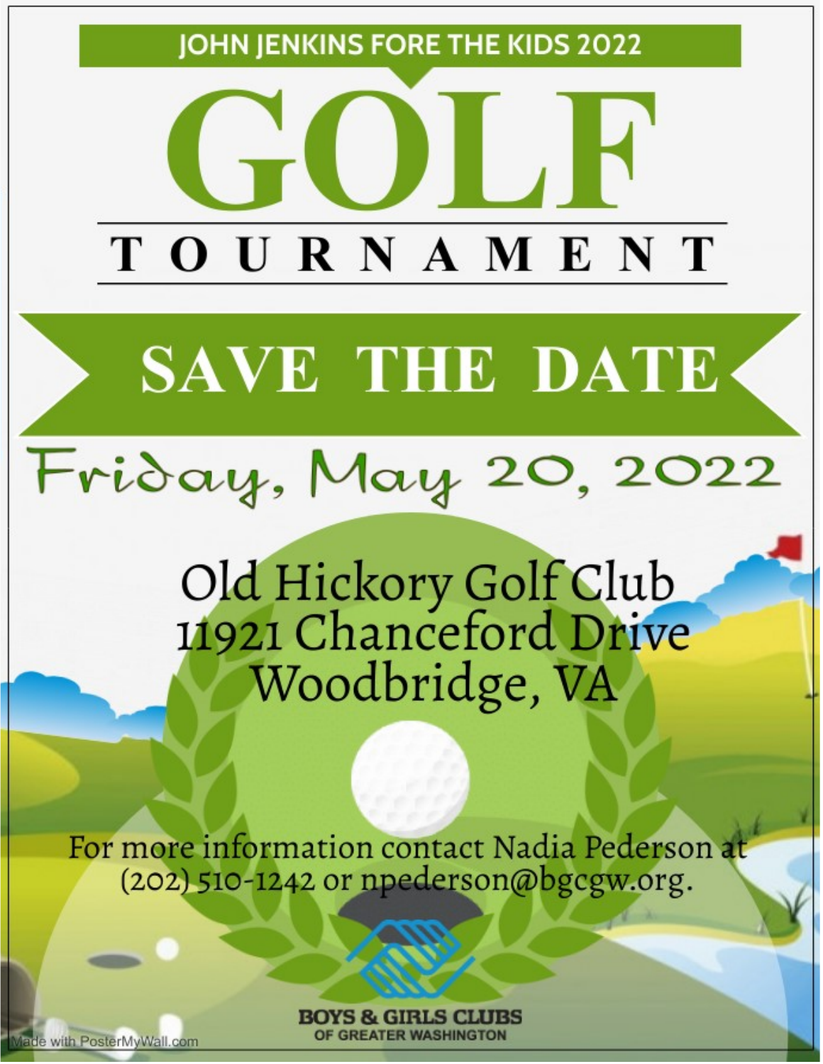JOHN JENKINS FORE THE KIDS 2022

# GOLF

## TOURNAMENT

## SAVE THE DATE

### Friday, May 20, 2022

Old Hickory Golf Club
11921 Chanceford Drive
Woodbridge, VA

For more information contact Nadia Pederson at (202) 510-1242 or npederson@bgcgw.org.

**BOYS & GIRLS CLUBS**
**OF GREATER WASHINGTON**

Made with PosterMyWall.com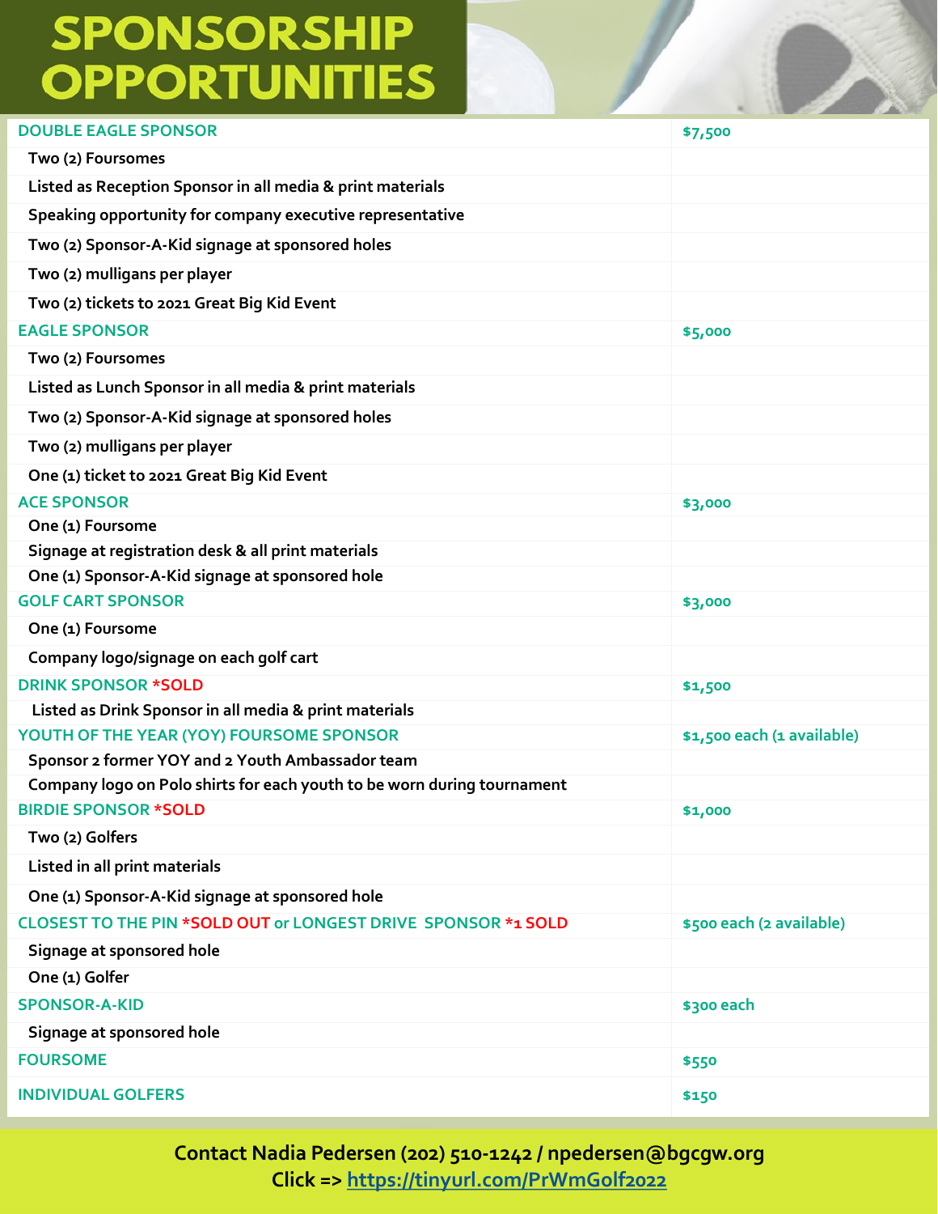# SPONSORSHIP OPPORTUNITIES

| | |
|---|---|
| DOUBLE EAGLE SPONSOR | $7,500 |
| Two (2) Foursomes | |
| Listed as Reception Sponsor in all media & print materials | |
| Speaking opportunity for company executive representative | |
| Two (2) Sponsor-A-Kid signage at sponsored holes | |
| Two (2) mulligans per player | |
| Two (2) tickets to 2021 Great Big Kid Event | |
| EAGLE SPONSOR | $5,000 |
| Two (2) Foursomes | |
| Listed as Lunch Sponsor in all media & print materials | |
| Two (2) Sponsor-A-Kid signage at sponsored holes | |
| Two (2) mulligans per player | |
| One (1) ticket to 2021 Great Big Kid Event | |
| ACE SPONSOR | $3,000 |
| One (1) Foursome | |
| Signage at registration desk & all print materials | |
| One (1) Sponsor-A-Kid signage at sponsored hole | |
| GOLF CART SPONSOR | $3,000 |
| One (1) Foursome | |
| Company logo/signage on each golf cart | |
| DRINK SPONSOR *SOLD | $1,500 |
| Listed as Drink Sponsor in all media & print materials | |
| YOUTH OF THE YEAR (YOY) FOURSOME SPONSOR | $1,500 each (1 available) |
| Sponsor 2 former YOY and 2 Youth Ambassador team | |
| Company logo on Polo shirts for each youth to be worn during tournament | |
| BIRDIE SPONSOR *SOLD | $1,000 |
| Two (2) Golfers | |
| Listed in all print materials | |
| One (1) Sponsor-A-Kid signage at sponsored hole | |
| CLOSEST TO THE PIN *SOLD OUT or LONGEST DRIVE SPONSOR *1 SOLD | $500 each (2 available) |
| Signage at sponsored hole | |
| One (1) Golfer | |
| SPONSOR-A-KID | $300 each |
| Signage at sponsored hole | |
| FOURSOME | $550 |
| INDIVIDUAL GOLFERS | $150 |

**Contact Nadia Pedersen (202) 510-1242 / npedersen@bgcgw.org**
**Click => https://tinyurl.com/PrWmGolf2022**